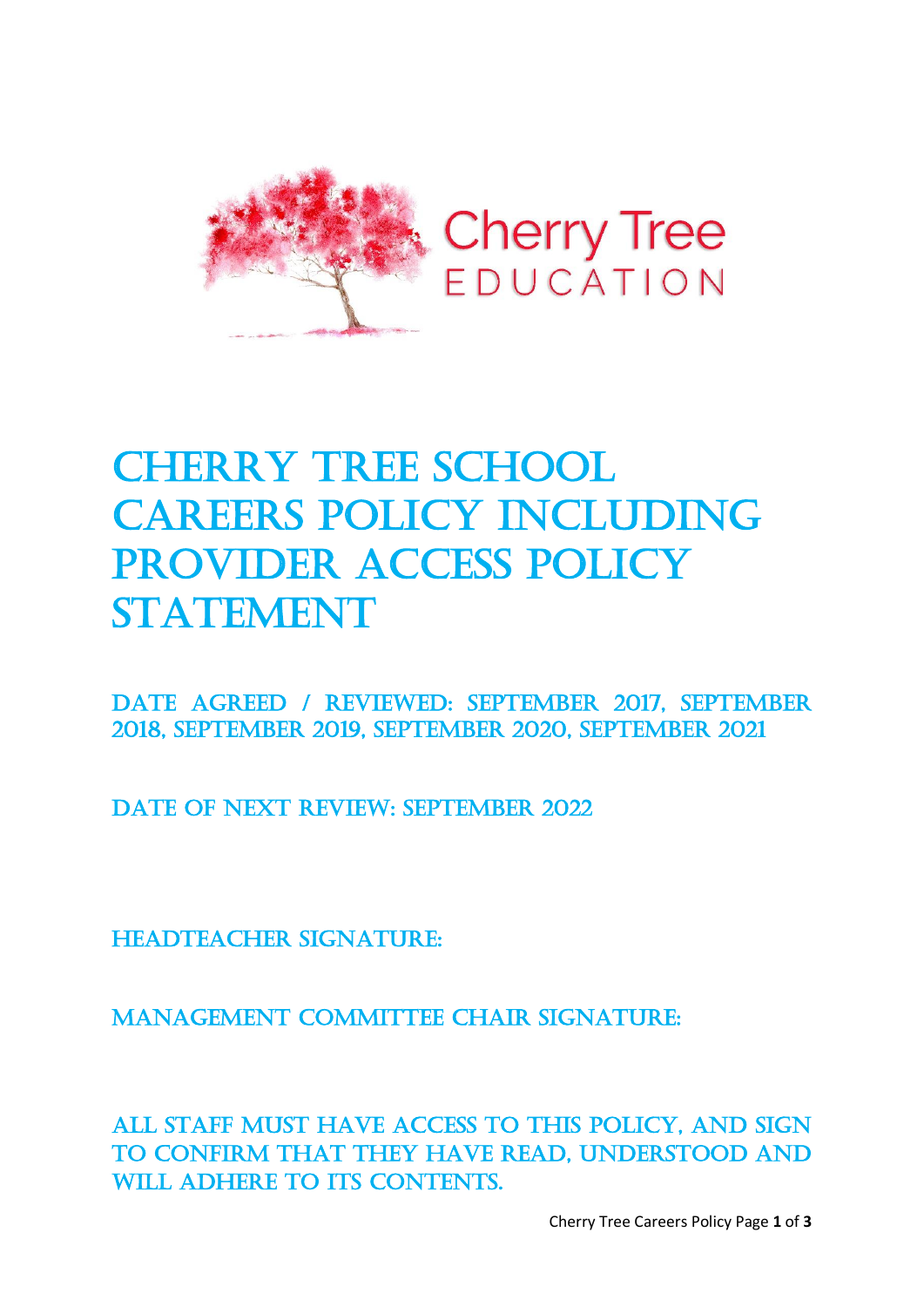Cherry Tree

EDUCATION

# Cherry Tree School Careers Policy Including Provider Access Policy Statement

DATE AGREED / REVIEWED: SEPTEMBER 2017, SEPTEMBER 2018, SEPTEMBER 2019, SEPTEMBER 2020, SEPTEMBER 2021

DATE OF NEXT REVIEW: SEPTEMBER 2022

HEADTEACHER SIGNATURE:

MANAGEMENT COMMITTEE CHAIR SIGNATURE:

ALL STAFF MUST HAVE ACCESS TO THIS POLICY, AND SIGN TO CONFIRM THAT THEY HAVE READ, UNDERSTOOD AND WILL ADHERE TO ITS CONTENTS.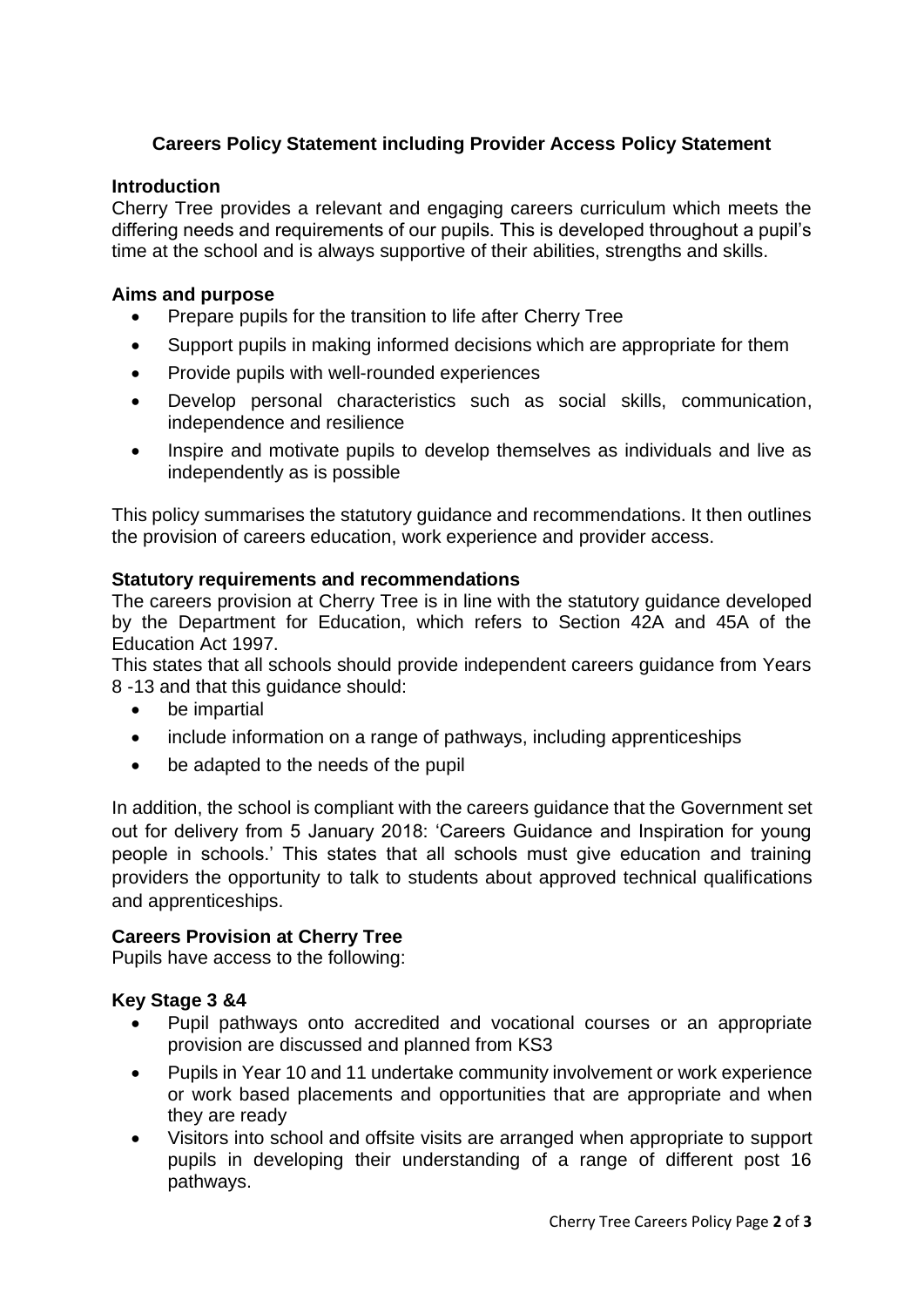## Careers Policy Statement including Provider Access Policy Statement

### Introduction

Cherry Tree provides a relevant and engaging careers curriculum which meets the differing needs and requirements of our pupils. This is developed throughout a pupil's time at the school and is always supportive of their abilities, strengths and skills.

### Aims and purpose

- Prepare pupils for the transition to life after Cherry Tree
- Support pupils in making informed decisions which are appropriate for them
- Provide pupils with well-rounded experiences
- Develop personal characteristics such as social skills, communication, independence and resilience
- Inspire and motivate pupils to develop themselves as individuals and live as independently as is possible

This policy summarises the statutory guidance and recommendations. It then outlines the provision of careers education, work experience and provider access.

### Statutory requirements and recommendations

The careers provision at Cherry Tree is in line with the statutory guidance developed by the Department for Education, which refers to Section 42A and 45A of the Education Act 1997.

This states that all schools should provide independent careers guidance from Years 8 -13 and that this guidance should:

- be impartial
- include information on a range of pathways, including apprenticeships
- be adapted to the needs of the pupil

In addition, the school is compliant with the careers guidance that the Government set out for delivery from 5 January 2018: 'Careers Guidance and Inspiration for young people in schools.' This states that all schools must give education and training providers the opportunity to talk to students about approved technical qualifications and apprenticeships.

### Careers Provision at Cherry Tree

Pupils have access to the following:

### Key Stage 3 &4

- Pupil pathways onto accredited and vocational courses or an appropriate provision are discussed and planned from KS3
- Pupils in Year 10 and 11 undertake community involvement or work experience or work based placements and opportunities that are appropriate and when they are ready
- Visitors into school and offsite visits are arranged when appropriate to support pupils in developing their understanding of a range of different post 16 pathways.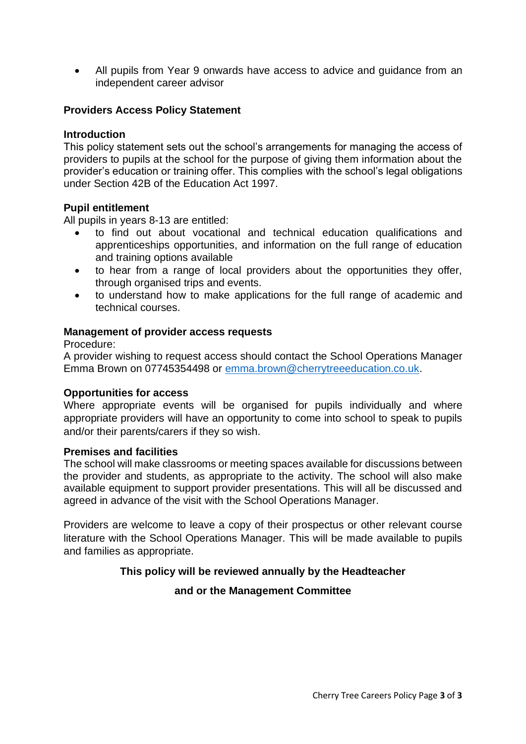- All pupils from Year 9 onwards have access to advice and guidance from an independent career advisor

## Providers Access Policy Statement

### Introduction

This policy statement sets out the school's arrangements for managing the access of providers to pupils at the school for the purpose of giving them information about the provider's education or training offer. This complies with the school's legal obligations under Section 42B of the Education Act 1997.

### Pupil entitlement

All pupils in years 8-13 are entitled:

- to find out about vocational and technical education qualifications and apprenticeships opportunities, and information on the full range of education and training options available
- to hear from a range of local providers about the opportunities they offer, through organised trips and events.
- to understand how to make applications for the full range of academic and technical courses.

### Management of provider access requests

Procedure:

A provider wishing to request access should contact the School Operations Manager Emma Brown on 07745354498 or emma.brown@cherrytreeeducation.co.uk.

### Opportunities for access

Where appropriate events will be organised for pupils individually and where appropriate providers will have an opportunity to come into school to speak to pupils and/or their parents/carers if they so wish.

### Premises and facilities

The school will make classrooms or meeting spaces available for discussions between the provider and students, as appropriate to the activity. The school will also make available equipment to support provider presentations. This will all be discussed and agreed in advance of the visit with the School Operations Manager.

Providers are welcome to leave a copy of their prospectus or other relevant course literature with the School Operations Manager. This will be made available to pupils and families as appropriate.

**This policy will be reviewed annually by the Headteacher**

**and or the Management Committee**